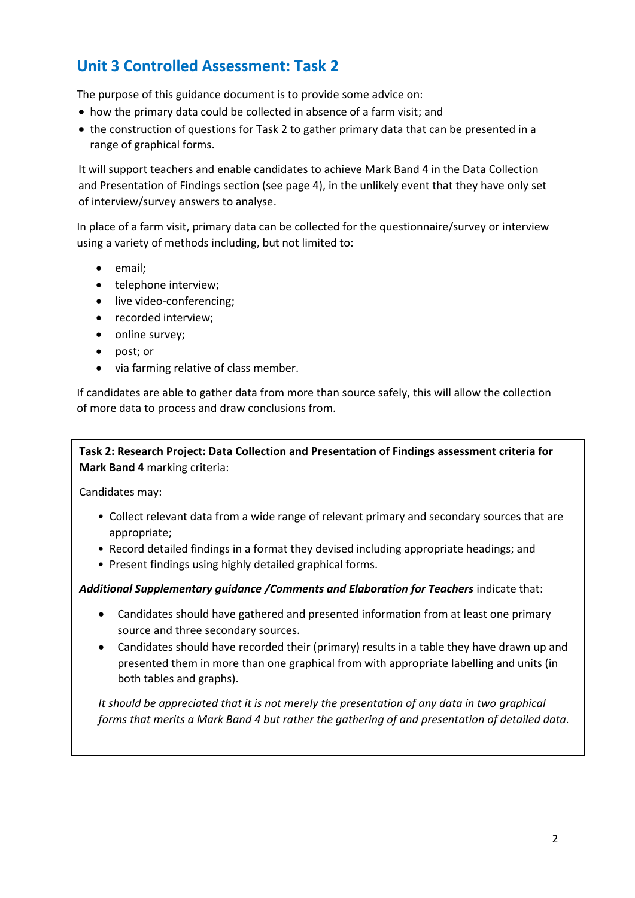## Unit 3 Controlled Assessment: Task 2

The purpose of this guidance document is to provide some advice on:

- how the primary data could be collected in absence of a farm visit; and
- the construction of questions for Task 2 to gather primary data that can be presented in a range of graphical forms.

It will support teachers and enable candidates to achieve Mark Band 4 in the Data Collection and Presentation of Findings section (see page 4), in the unlikely event that they have only set of interview/survey answers to analyse.

In place of a farm visit, primary data can be collected for the questionnaire/survey or interview using a variety of methods including, but not limited to:

- email;
- telephone interview;
- live video-conferencing;
- recorded interview;
- online survey;
- post; or
- via farming relative of class member.

If candidates are able to gather data from more than source safely, this will allow the collection of more data to process and draw conclusions from.

**Task 2: Research Project: Data Collection and Presentation of Findings assessment criteria for Mark Band 4** marking criteria:

Candidates may:

- Collect relevant data from a wide range of relevant primary and secondary sources that are appropriate;
- Record detailed findings in a format they devised including appropriate headings; and
- Present findings using highly detailed graphical forms.

***Additional Supplementary guidance /Comments and Elaboration for Teachers*** indicate that:

- Candidates should have gathered and presented information from at least one primary source and three secondary sources.
- Candidates should have recorded their (primary) results in a table they have drawn up and presented them in more than one graphical from with appropriate labelling and units (in both tables and graphs).

*It should be appreciated that it is not merely the presentation of any data in two graphical forms that merits a Mark Band 4 but rather the gathering of and presentation of detailed data.*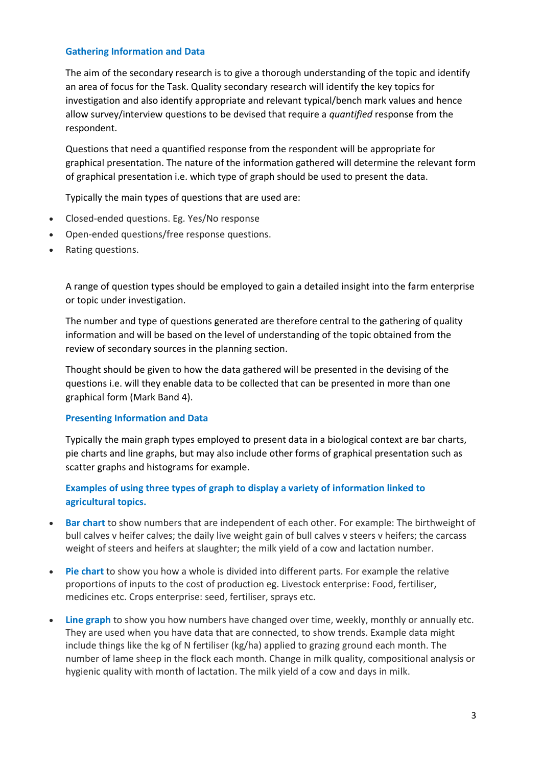## Gathering Information and Data

The aim of the secondary research is to give a thorough understanding of the topic and identify an area of focus for the Task. Quality secondary research will identify the key topics for investigation and also identify appropriate and relevant typical/bench mark values and hence allow survey/interview questions to be devised that require a *quantified* response from the respondent.

Questions that need a quantified response from the respondent will be appropriate for graphical presentation. The nature of the information gathered will determine the relevant form of graphical presentation i.e. which type of graph should be used to present the data.

Typically the main types of questions that are used are:

- Closed-ended questions. Eg. Yes/No response
- Open-ended questions/free response questions.
- Rating questions.

A range of question types should be employed to gain a detailed insight into the farm enterprise or topic under investigation.

The number and type of questions generated are therefore central to the gathering of quality information and will be based on the level of understanding of the topic obtained from the review of secondary sources in the planning section.

Thought should be given to how the data gathered will be presented in the devising of the questions i.e. will they enable data to be collected that can be presented in more than one graphical form (Mark Band 4).

## Presenting Information and Data

Typically the main graph types employed to present data in a biological context are bar charts, pie charts and line graphs, but may also include other forms of graphical presentation such as scatter graphs and histograms for example.

### Examples of using three types of graph to display a variety of information linked to agricultural topics.

- **Bar chart** to show numbers that are independent of each other. For example: The birthweight of bull calves v heifer calves; the daily live weight gain of bull calves v steers v heifers; the carcass weight of steers and heifers at slaughter; the milk yield of a cow and lactation number.

- **Pie chart** to show you how a whole is divided into different parts. For example the relative proportions of inputs to the cost of production eg. Livestock enterprise: Food, fertiliser, medicines etc. Crops enterprise: seed, fertiliser, sprays etc.

- **Line graph** to show you how numbers have changed over time, weekly, monthly or annually etc. They are used when you have data that are connected, to show trends. Example data might include things like the kg of N fertiliser (kg/ha) applied to grazing ground each month. The number of lame sheep in the flock each month. Change in milk quality, compositional analysis or hygienic quality with month of lactation. The milk yield of a cow and days in milk.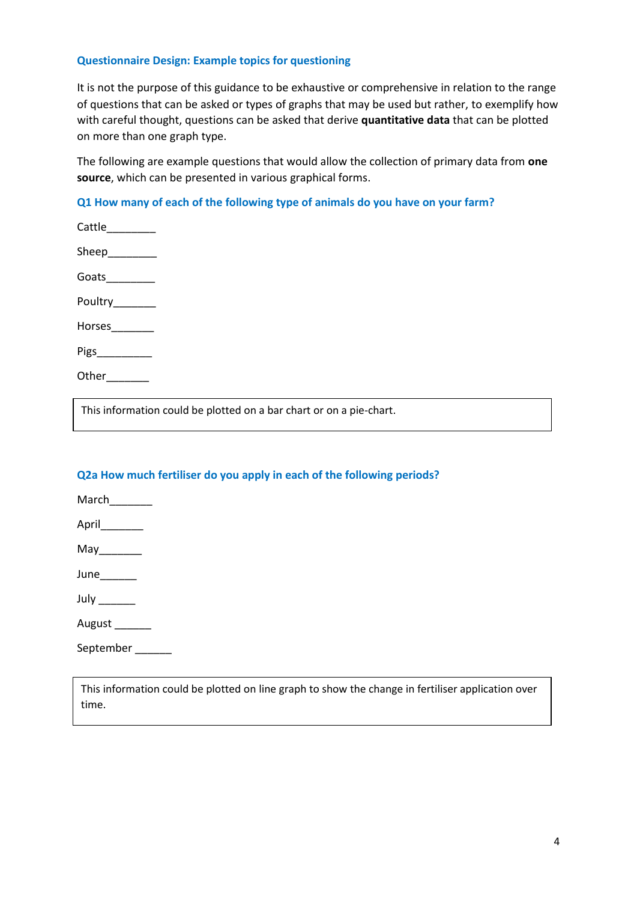### Questionnaire Design: Example topics for questioning

It is not the purpose of this guidance to be exhaustive or comprehensive in relation to the range of questions that can be asked or types of graphs that may be used but rather, to exemplify how with careful thought, questions can be asked that derive **quantitative data** that can be plotted on more than one graph type.

The following are example questions that would allow the collection of primary data from **one source**, which can be presented in various graphical forms.

#### Q1 How many of each of the following type of animals do you have on your farm?

Cattle________

Sheep________

Goats________

Poultry_______

Horses_______

Pigs_________

Other_______

> This information could be plotted on a bar chart or on a pie-chart.

#### Q2a How much fertiliser do you apply in each of the following periods?

March_______

April_______

May_______

June______

July ______

August ______

September ______

> This information could be plotted on line graph to show the change in fertiliser application over time.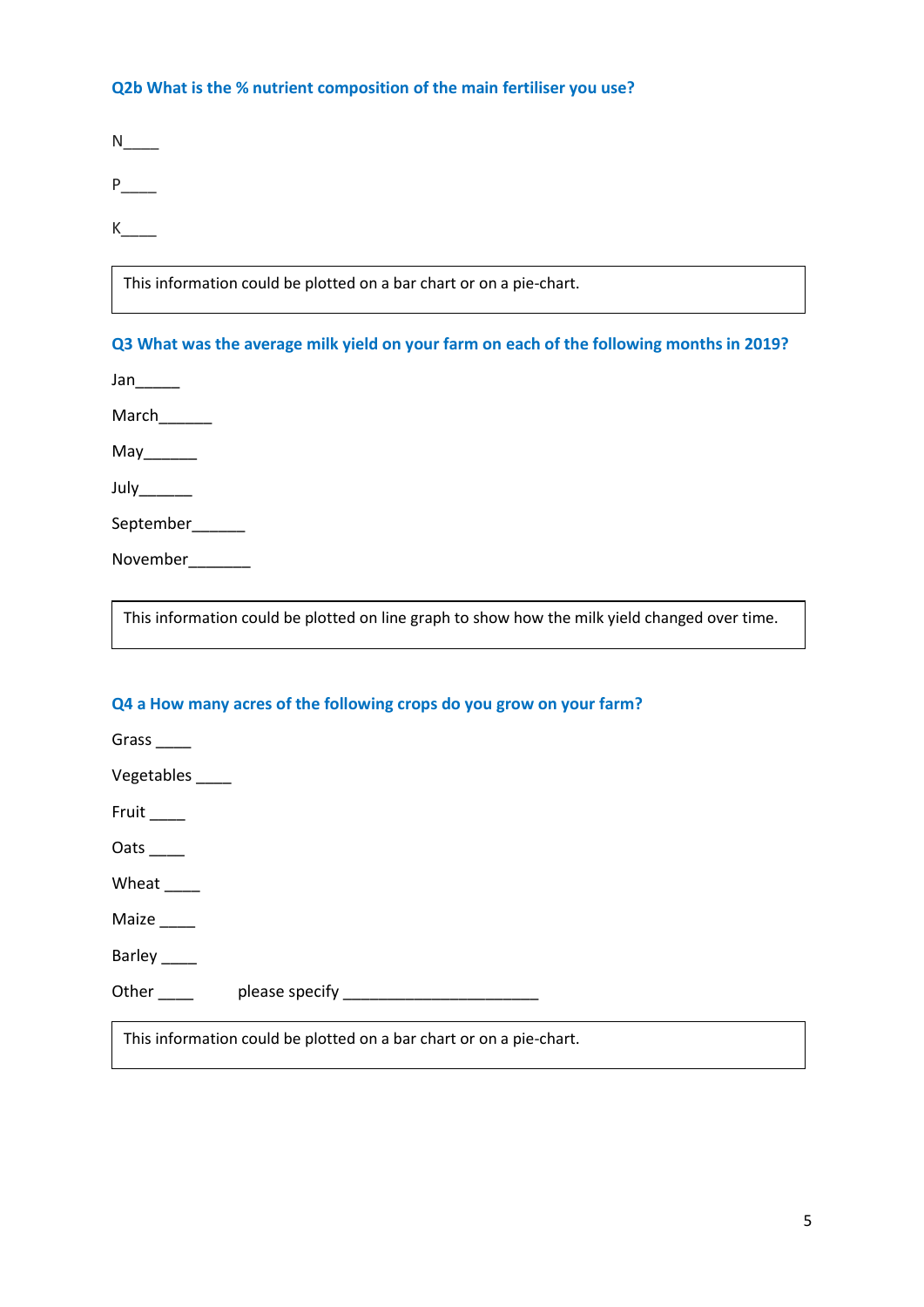### Q2b What is the % nutrient composition of the main fertiliser you use?

N____

P____

K____

> This information could be plotted on a bar chart or on a pie-chart.

### Q3 What was the average milk yield on your farm on each of the following months in 2019?

Jan_____

March______

May______

July______

September______

November_______

> This information could be plotted on line graph to show how the milk yield changed over time.

### Q4 a How many acres of the following crops do you grow on your farm?

Grass ____

Vegetables ____

Fruit ____

Oats ____

Wheat ____

Maize ____

Barley ____

Other ____ please specify ______________________

> This information could be plotted on a bar chart or on a pie-chart.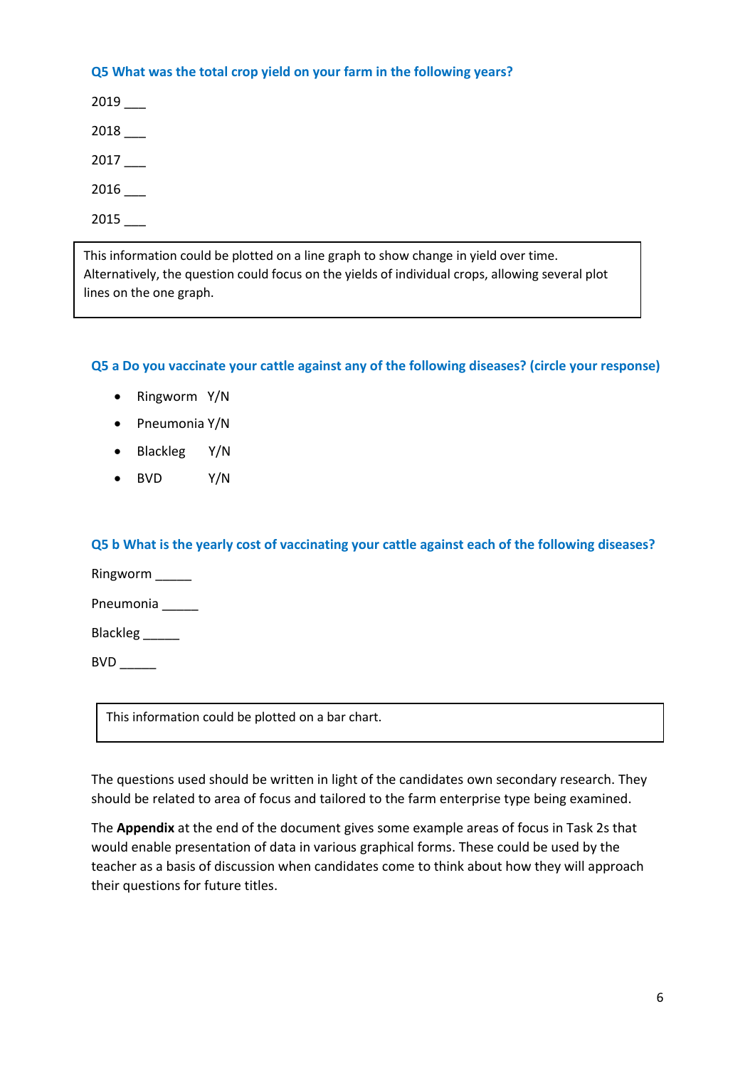### Q5 What was the total crop yield on your farm in the following years?

2019 ___

2018 ___

2017 ___

2016 ___

2015 ___

> This information could be plotted on a line graph to show change in yield over time. Alternatively, the question could focus on the yields of individual crops, allowing several plot lines on the one graph.

### Q5 a Do you vaccinate your cattle against any of the following diseases? (circle your response)

- Ringworm Y/N
- Pneumonia Y/N
- Blackleg Y/N
- BVD Y/N

### Q5 b What is the yearly cost of vaccinating your cattle against each of the following diseases?

Ringworm _____

Pneumonia _____

Blackleg _____

BVD _____

> This information could be plotted on a bar chart.

The questions used should be written in light of the candidates own secondary research. They should be related to area of focus and tailored to the farm enterprise type being examined.

The **Appendix** at the end of the document gives some example areas of focus in Task 2s that would enable presentation of data in various graphical forms. These could be used by the teacher as a basis of discussion when candidates come to think about how they will approach their questions for future titles.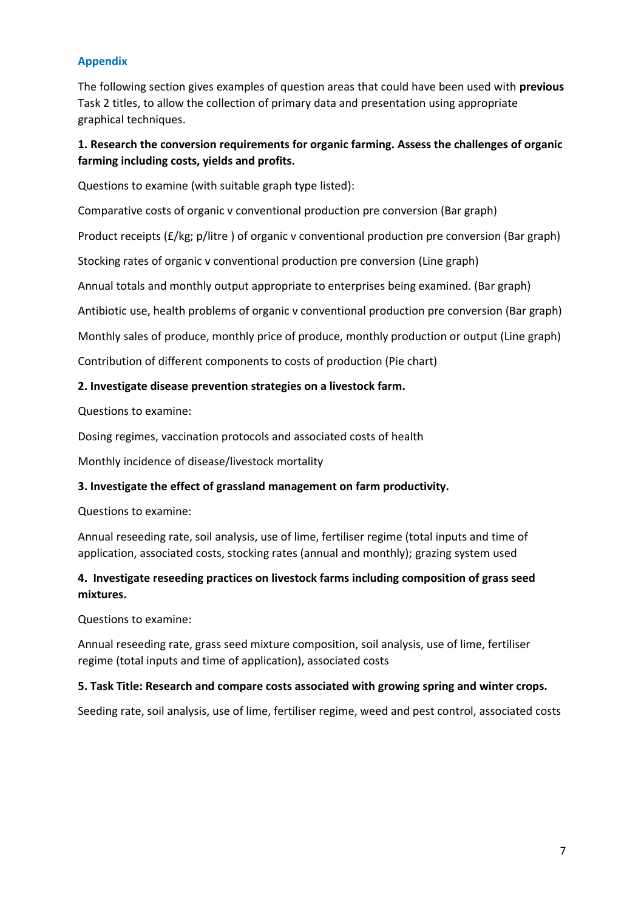## Appendix

The following section gives examples of question areas that could have been used with **previous** Task 2 titles, to allow the collection of primary data and presentation using appropriate graphical techniques.

**1. Research the conversion requirements for organic farming. Assess the challenges of organic farming including costs, yields and profits.**

Questions to examine (with suitable graph type listed):

Comparative costs of organic v conventional production pre conversion (Bar graph)

Product receipts (£/kg; p/litre ) of organic v conventional production pre conversion (Bar graph)

Stocking rates of organic v conventional production pre conversion (Line graph)

Annual totals and monthly output appropriate to enterprises being examined. (Bar graph)

Antibiotic use, health problems of organic v conventional production pre conversion (Bar graph)

Monthly sales of produce, monthly price of produce, monthly production or output (Line graph)

Contribution of different components to costs of production (Pie chart)

**2. Investigate disease prevention strategies on a livestock farm.**

Questions to examine:

Dosing regimes, vaccination protocols and associated costs of health

Monthly incidence of disease/livestock mortality

**3. Investigate the effect of grassland management on farm productivity.**

Questions to examine:

Annual reseeding rate, soil analysis, use of lime, fertiliser regime (total inputs and time of application, associated costs, stocking rates (annual and monthly); grazing system used

**4. Investigate reseeding practices on livestock farms including composition of grass seed mixtures.**

Questions to examine:

Annual reseeding rate, grass seed mixture composition, soil analysis, use of lime, fertiliser regime (total inputs and time of application), associated costs

**5. Task Title: Research and compare costs associated with growing spring and winter crops.**

Seeding rate, soil analysis, use of lime, fertiliser regime, weed and pest control, associated costs